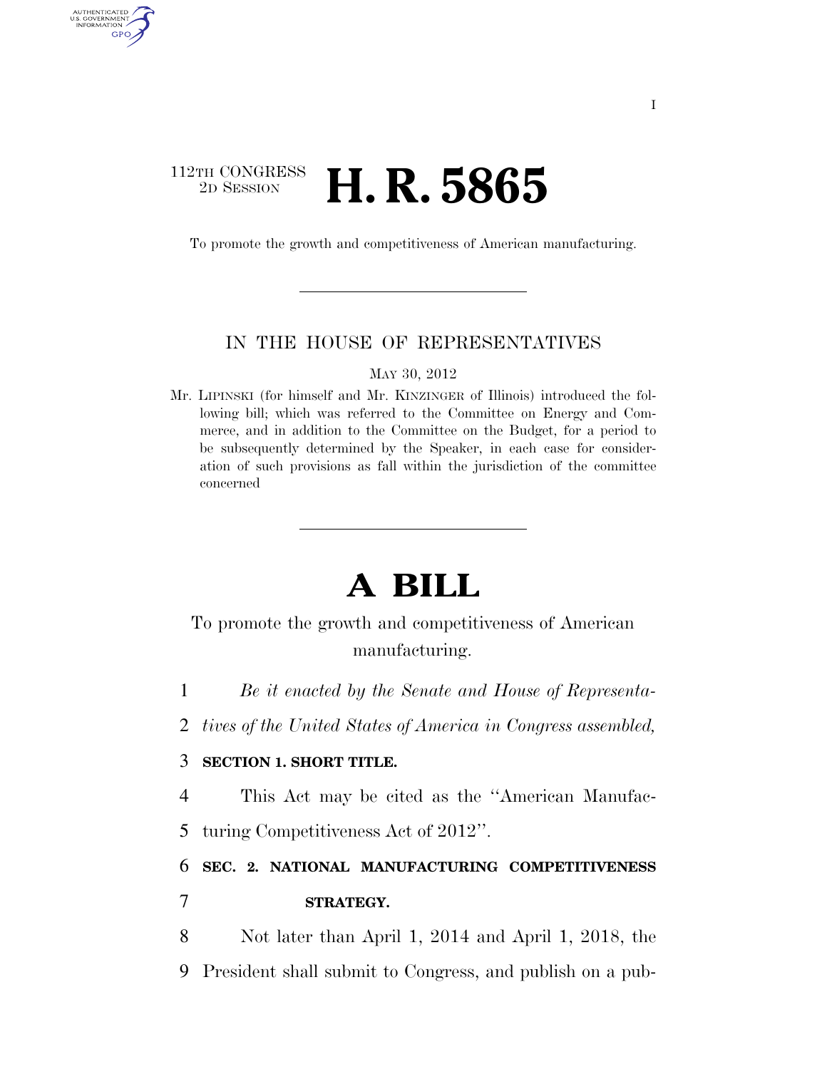112TH CONGRESS
2D SESSION

# H. R. 5865

To promote the growth and competitiveness of American manufacturing.

IN THE HOUSE OF REPRESENTATIVES

MAY 30, 2012

Mr. LIPINSKI (for himself and Mr. KINZINGER of Illinois) introduced the following bill; which was referred to the Committee on Energy and Commerce, and in addition to the Committee on the Budget, for a period to be subsequently determined by the Speaker, in each case for consideration of such provisions as fall within the jurisdiction of the committee concerned

# A BILL

To promote the growth and competitiveness of American manufacturing.

1 *Be it enacted by the Senate and House of Representa-*
2 *tives of the United States of America in Congress assembled,*

3 **SECTION 1. SHORT TITLE.**

4 This Act may be cited as the ''American Manufac-
5 turing Competitiveness Act of 2012''.

6 **SEC. 2. NATIONAL MANUFACTURING COMPETITIVENESS**
7 **STRATEGY.**

8 Not later than April 1, 2014 and April 1, 2018, the
9 President shall submit to Congress, and publish on a pub-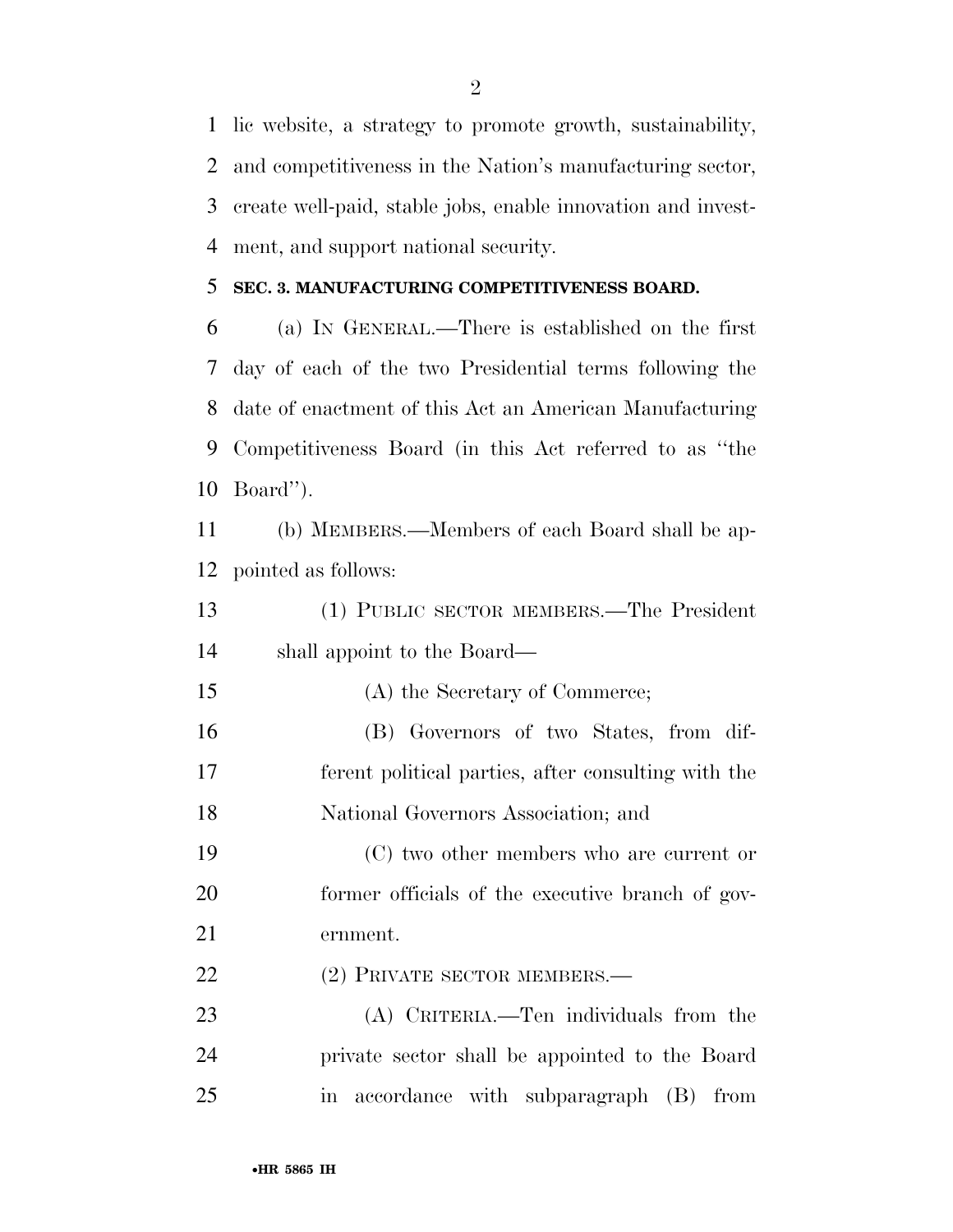lic website, a strategy to promote growth, sustainability, and competitiveness in the Nation's manufacturing sector, create well-paid, stable jobs, enable innovation and investment, and support national security.

**SEC. 3. MANUFACTURING COMPETITIVENESS BOARD.**

(a) IN GENERAL.—There is established on the first day of each of the two Presidential terms following the date of enactment of this Act an American Manufacturing Competitiveness Board (in this Act referred to as "the Board").

(b) MEMBERS.—Members of each Board shall be appointed as follows:

(1) PUBLIC SECTOR MEMBERS.—The President shall appoint to the Board—

(A) the Secretary of Commerce;

(B) Governors of two States, from different political parties, after consulting with the National Governors Association; and

(C) two other members who are current or former officials of the executive branch of government.

(2) PRIVATE SECTOR MEMBERS.—

(A) CRITERIA.—Ten individuals from the private sector shall be appointed to the Board in accordance with subparagraph (B) from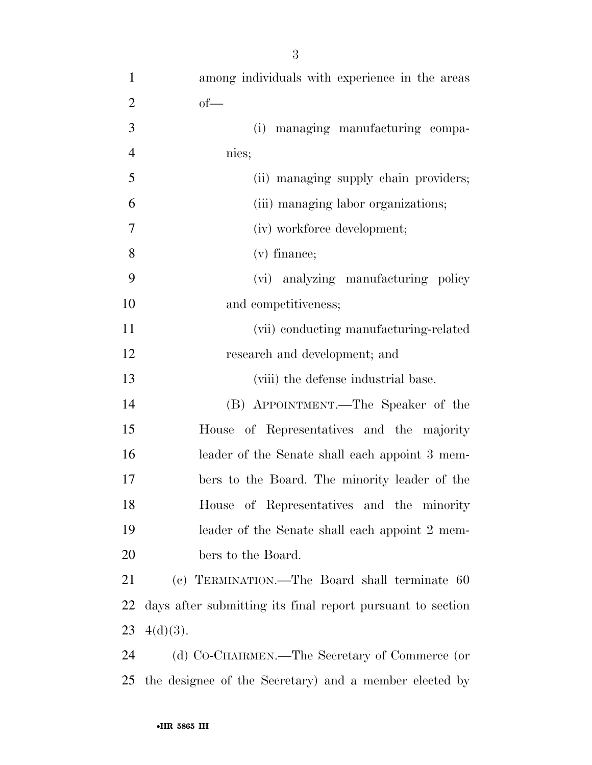among individuals with experience in the areas of—

(i) managing manufacturing companies;

(ii) managing supply chain providers;

(iii) managing labor organizations;

(iv) workforce development;

(v) finance;

(vi) analyzing manufacturing policy and competitiveness;

(vii) conducting manufacturing-related research and development; and

(viii) the defense industrial base.

(B) APPOINTMENT.—The Speaker of the House of Representatives and the majority leader of the Senate shall each appoint 3 members to the Board. The minority leader of the House of Representatives and the minority leader of the Senate shall each appoint 2 members to the Board.

(c) TERMINATION.—The Board shall terminate 60 days after submitting its final report pursuant to section 4(d)(3).

(d) CO-CHAIRMEN.—The Secretary of Commerce (or the designee of the Secretary) and a member elected by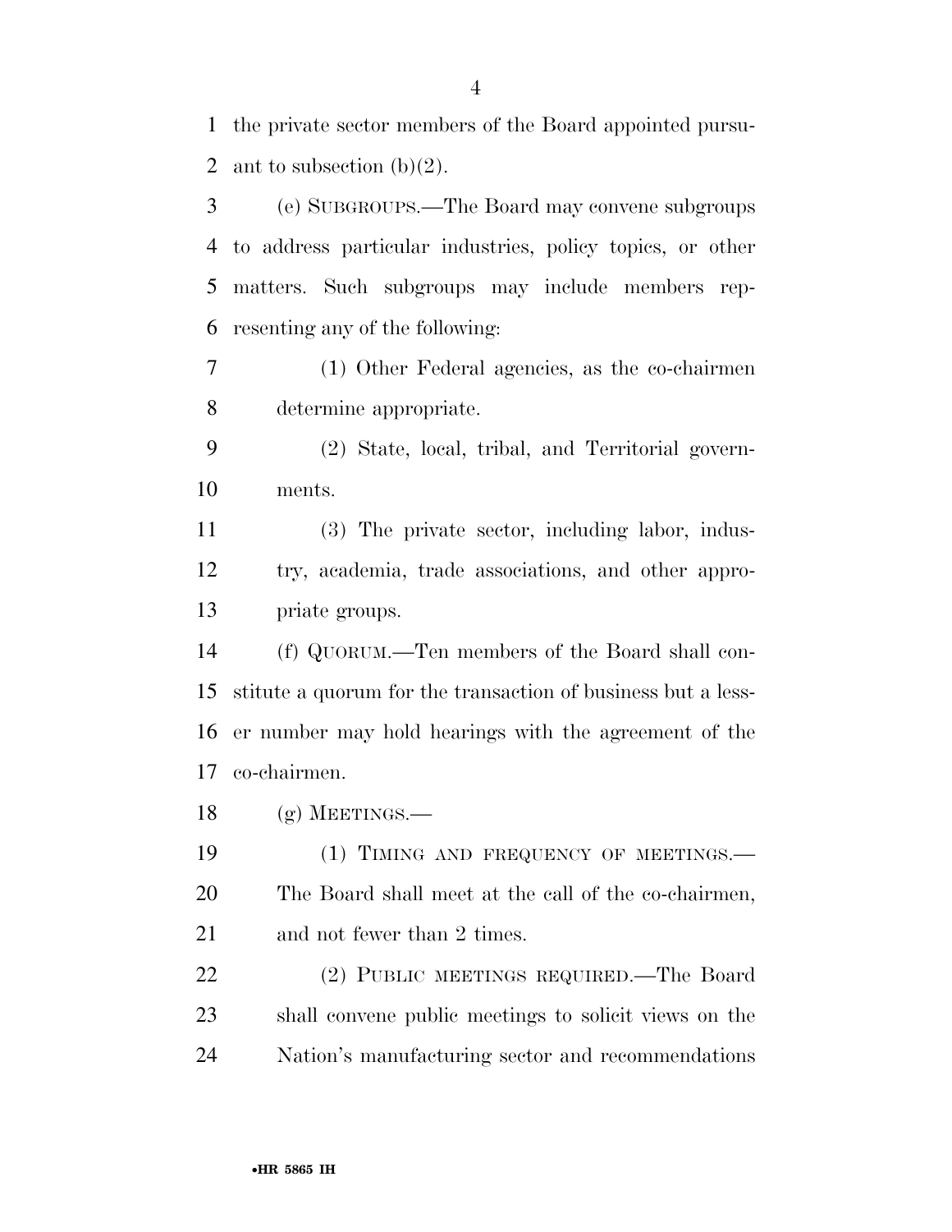the private sector members of the Board appointed pursuant to subsection (b)(2).

(e) SUBGROUPS.—The Board may convene subgroups to address particular industries, policy topics, or other matters. Such subgroups may include members representing any of the following:

(1) Other Federal agencies, as the co-chairmen determine appropriate.

(2) State, local, tribal, and Territorial governments.

(3) The private sector, including labor, industry, academia, trade associations, and other appropriate groups.

(f) QUORUM.—Ten members of the Board shall constitute a quorum for the transaction of business but a lesser number may hold hearings with the agreement of the co-chairmen.

(g) MEETINGS.—

(1) TIMING AND FREQUENCY OF MEETINGS.—The Board shall meet at the call of the co-chairmen, and not fewer than 2 times.

(2) PUBLIC MEETINGS REQUIRED.—The Board shall convene public meetings to solicit views on the Nation's manufacturing sector and recommendations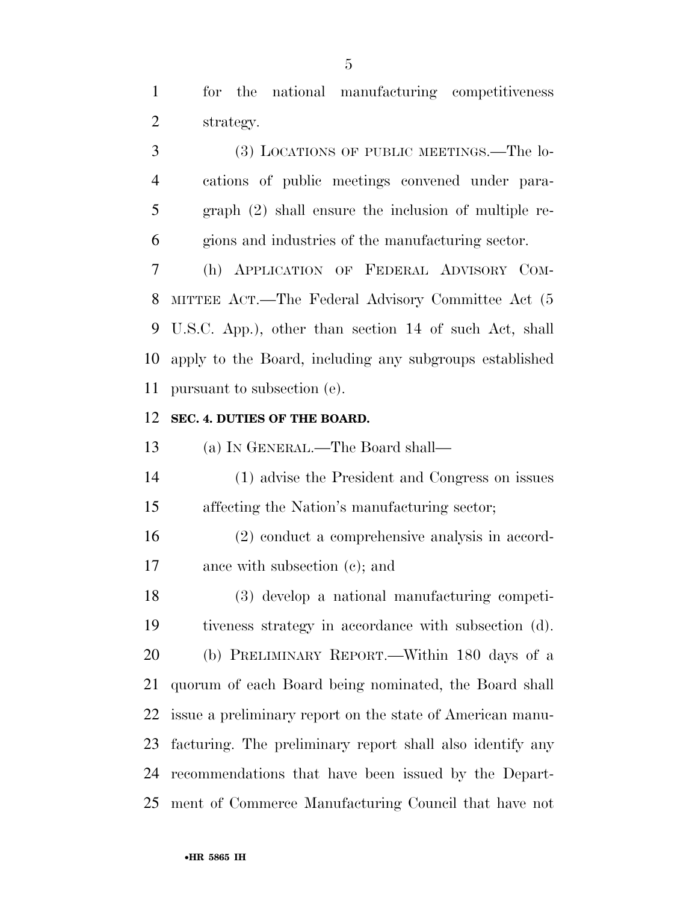for the national manufacturing competitiveness strategy.

(3) LOCATIONS OF PUBLIC MEETINGS.—The locations of public meetings convened under paragraph (2) shall ensure the inclusion of multiple regions and industries of the manufacturing sector.

(h) APPLICATION OF FEDERAL ADVISORY COMMITTEE ACT.—The Federal Advisory Committee Act (5 U.S.C. App.), other than section 14 of such Act, shall apply to the Board, including any subgroups established pursuant to subsection (e).

**SEC. 4. DUTIES OF THE BOARD.**

(a) IN GENERAL.—The Board shall—

(1) advise the President and Congress on issues affecting the Nation's manufacturing sector;

(2) conduct a comprehensive analysis in accordance with subsection (c); and

(3) develop a national manufacturing competitiveness strategy in accordance with subsection (d).

(b) PRELIMINARY REPORT.—Within 180 days of a quorum of each Board being nominated, the Board shall issue a preliminary report on the state of American manufacturing. The preliminary report shall also identify any recommendations that have been issued by the Department of Commerce Manufacturing Council that have not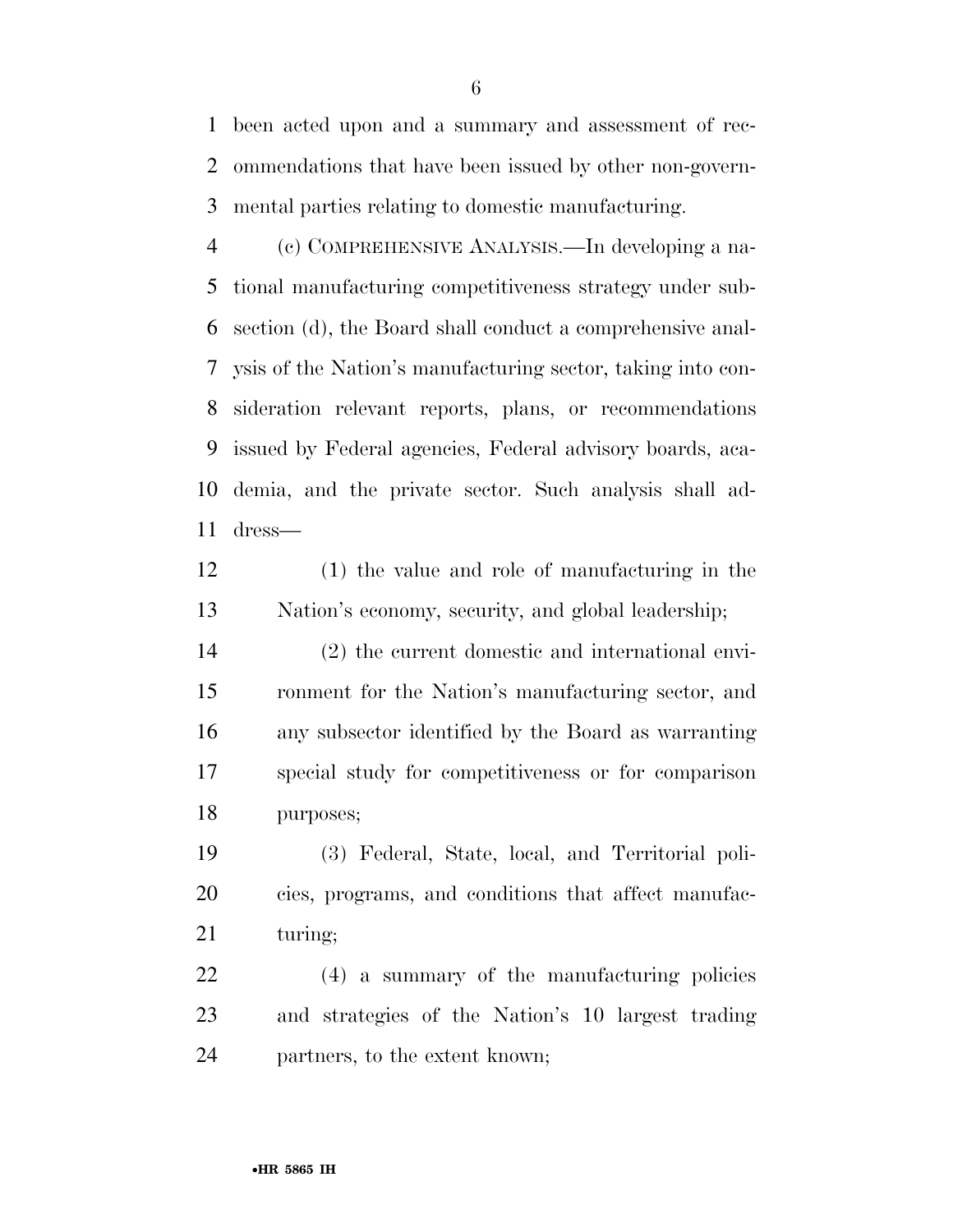been acted upon and a summary and assessment of recommendations that have been issued by other non-governmental parties relating to domestic manufacturing.

(c) COMPREHENSIVE ANALYSIS.—In developing a national manufacturing competitiveness strategy under subsection (d), the Board shall conduct a comprehensive analysis of the Nation's manufacturing sector, taking into consideration relevant reports, plans, or recommendations issued by Federal agencies, Federal advisory boards, academia, and the private sector. Such analysis shall address—

(1) the value and role of manufacturing in the Nation's economy, security, and global leadership;

(2) the current domestic and international environment for the Nation's manufacturing sector, and any subsector identified by the Board as warranting special study for competitiveness or for comparison purposes;

(3) Federal, State, local, and Territorial policies, programs, and conditions that affect manufacturing;

(4) a summary of the manufacturing policies and strategies of the Nation's 10 largest trading partners, to the extent known;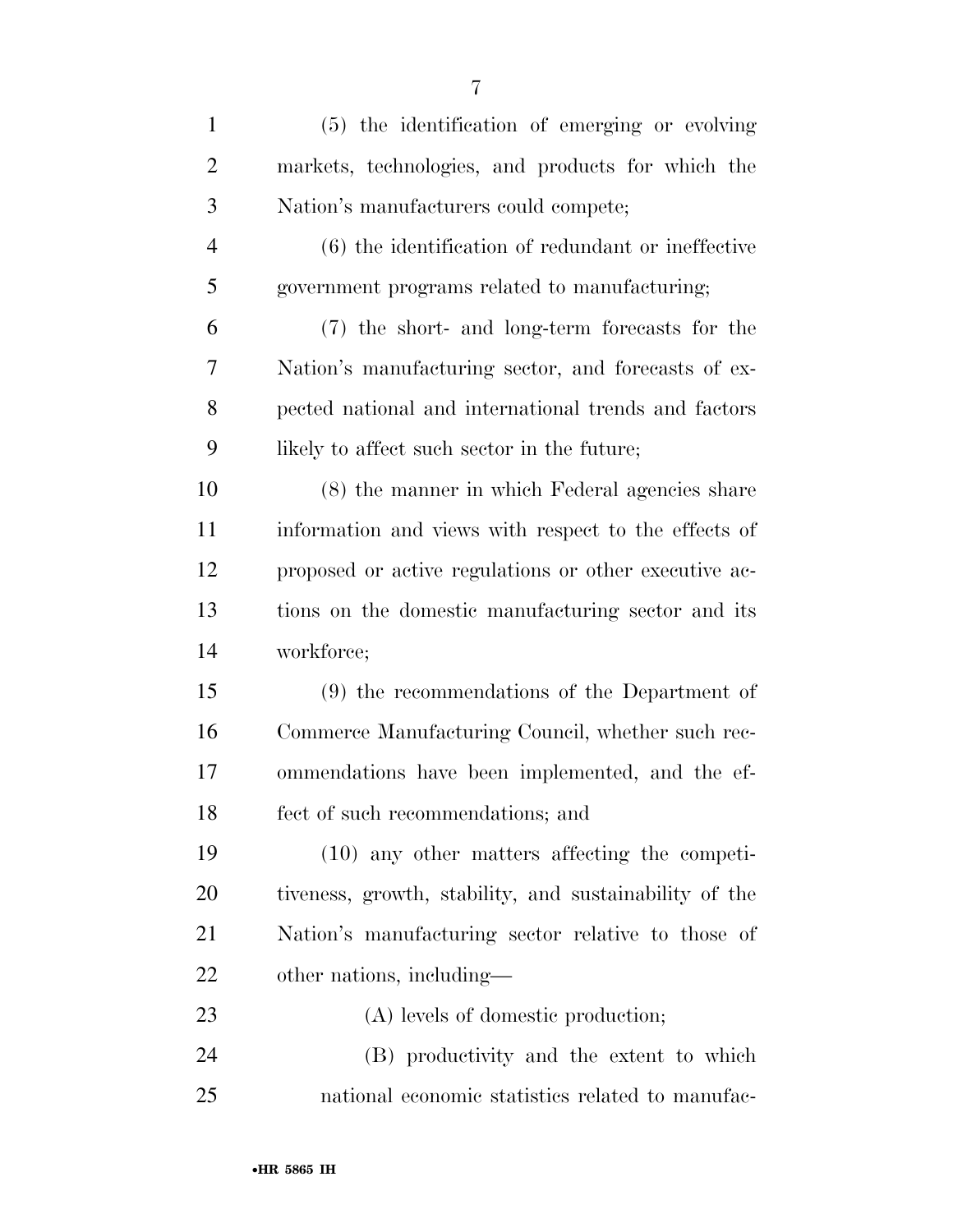(5) the identification of emerging or evolving markets, technologies, and products for which the Nation's manufacturers could compete;

(6) the identification of redundant or ineffective government programs related to manufacturing;

(7) the short- and long-term forecasts for the Nation's manufacturing sector, and forecasts of expected national and international trends and factors likely to affect such sector in the future;

(8) the manner in which Federal agencies share information and views with respect to the effects of proposed or active regulations or other executive actions on the domestic manufacturing sector and its workforce;

(9) the recommendations of the Department of Commerce Manufacturing Council, whether such recommendations have been implemented, and the effect of such recommendations; and

(10) any other matters affecting the competitiveness, growth, stability, and sustainability of the Nation's manufacturing sector relative to those of other nations, including—

(A) levels of domestic production;

(B) productivity and the extent to which national economic statistics related to manufac-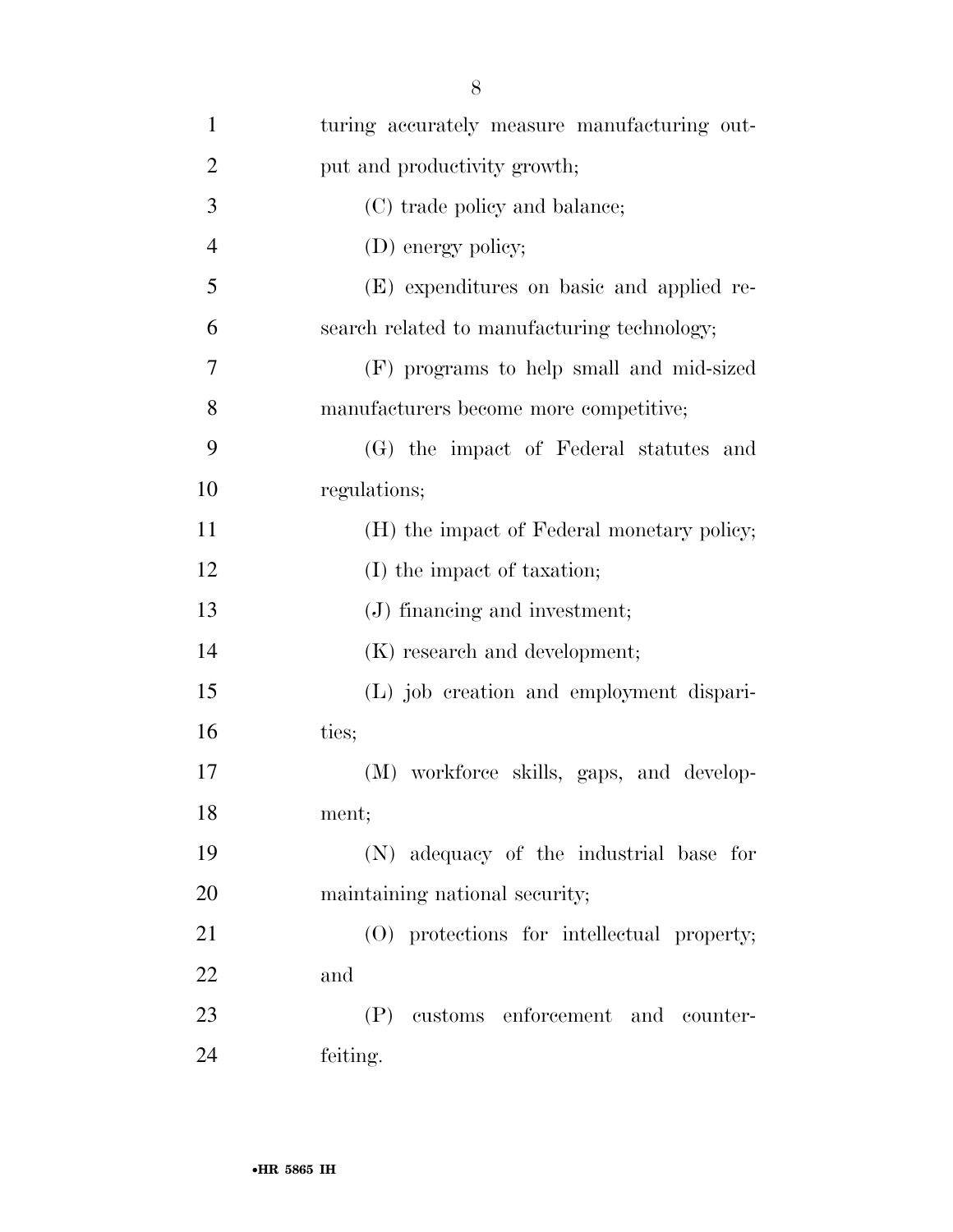turing accurately measure manufacturing output and productivity growth;

(C) trade policy and balance;

(D) energy policy;

(E) expenditures on basic and applied research related to manufacturing technology;

(F) programs to help small and mid-sized manufacturers become more competitive;

(G) the impact of Federal statutes and regulations;

(H) the impact of Federal monetary policy;

(I) the impact of taxation;

(J) financing and investment;

(K) research and development;

(L) job creation and employment disparities;

(M) workforce skills, gaps, and development;

(N) adequacy of the industrial base for maintaining national security;

(O) protections for intellectual property; and

(P) customs enforcement and counterfeiting.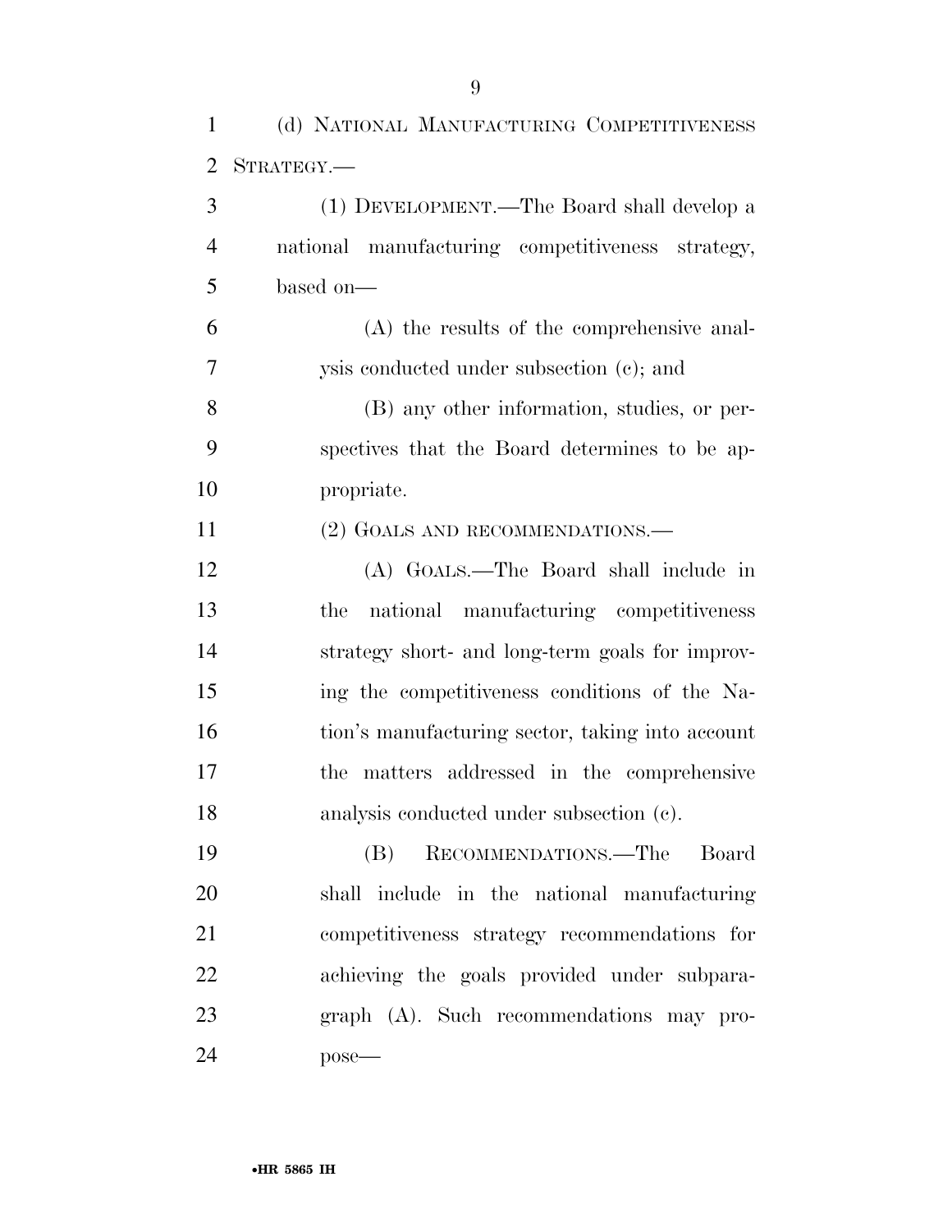(d) NATIONAL MANUFACTURING COMPETITIVENESS STRATEGY.—

(1) DEVELOPMENT.—The Board shall develop a national manufacturing competitiveness strategy, based on—

(A) the results of the comprehensive analysis conducted under subsection (c); and

(B) any other information, studies, or perspectives that the Board determines to be appropriate.

(2) GOALS AND RECOMMENDATIONS.—

(A) GOALS.—The Board shall include in the national manufacturing competitiveness strategy short- and long-term goals for improving the competitiveness conditions of the Nation's manufacturing sector, taking into account the matters addressed in the comprehensive analysis conducted under subsection (c).

(B) RECOMMENDATIONS.—The Board shall include in the national manufacturing competitiveness strategy recommendations for achieving the goals provided under subparagraph (A). Such recommendations may propose—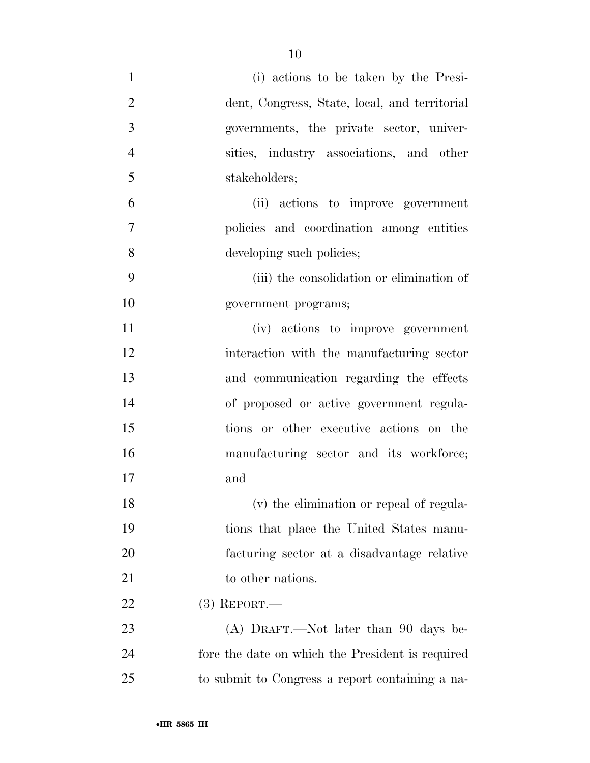(i) actions to be taken by the President, Congress, State, local, and territorial governments, the private sector, universities, industry associations, and other stakeholders;

(ii) actions to improve government policies and coordination among entities developing such policies;

(iii) the consolidation or elimination of government programs;

(iv) actions to improve government interaction with the manufacturing sector and communication regarding the effects of proposed or active government regulations or other executive actions on the manufacturing sector and its workforce; and

(v) the elimination or repeal of regulations that place the United States manufacturing sector at a disadvantage relative to other nations.

(3) REPORT.—

(A) DRAFT.—Not later than 90 days before the date on which the President is required to submit to Congress a report containing a na-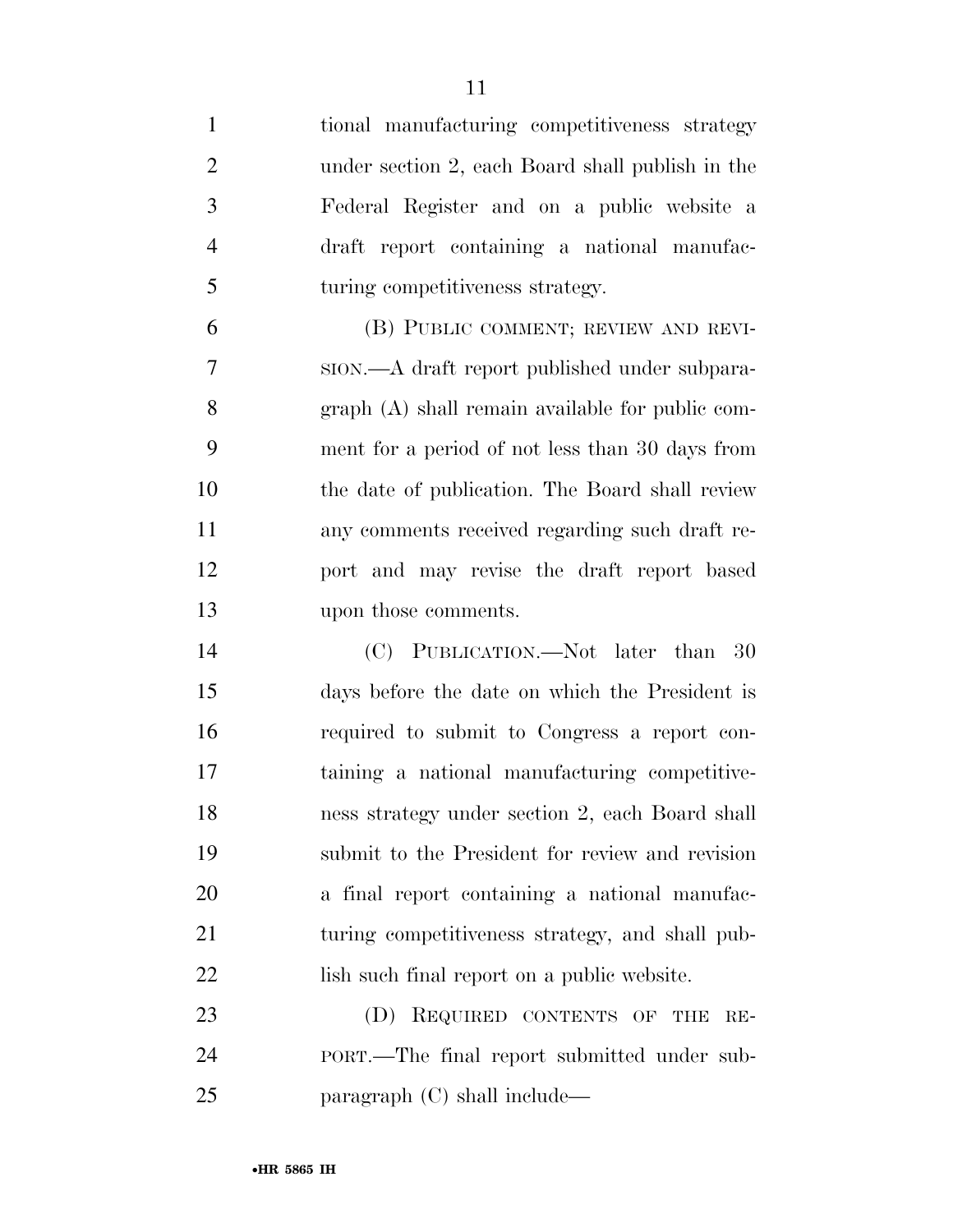tional manufacturing competitiveness strategy under section 2, each Board shall publish in the Federal Register and on a public website a draft report containing a national manufacturing competitiveness strategy.

(B) PUBLIC COMMENT; REVIEW AND REVISION.—A draft report published under subparagraph (A) shall remain available for public comment for a period of not less than 30 days from the date of publication. The Board shall review any comments received regarding such draft report and may revise the draft report based upon those comments.

(C) PUBLICATION.—Not later than 30 days before the date on which the President is required to submit to Congress a report containing a national manufacturing competitiveness strategy under section 2, each Board shall submit to the President for review and revision a final report containing a national manufacturing competitiveness strategy, and shall publish such final report on a public website.

(D) REQUIRED CONTENTS OF THE REPORT.—The final report submitted under subparagraph (C) shall include—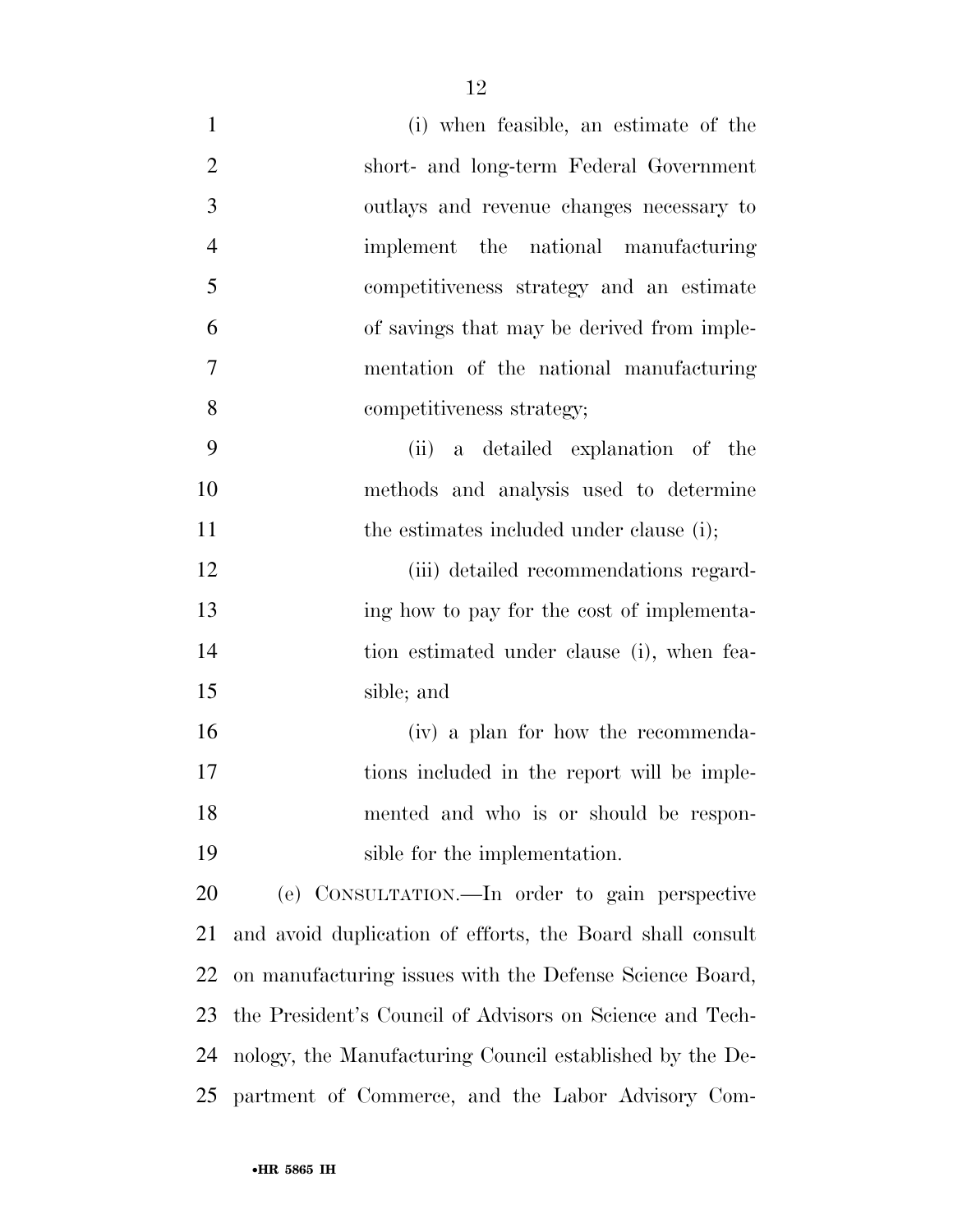(i) when feasible, an estimate of the short- and long-term Federal Government outlays and revenue changes necessary to implement the national manufacturing competitiveness strategy and an estimate of savings that may be derived from implementation of the national manufacturing competitiveness strategy;

(ii) a detailed explanation of the methods and analysis used to determine the estimates included under clause (i);

(iii) detailed recommendations regarding how to pay for the cost of implementation estimated under clause (i), when feasible; and

(iv) a plan for how the recommendations included in the report will be implemented and who is or should be responsible for the implementation.

(e) CONSULTATION.—In order to gain perspective and avoid duplication of efforts, the Board shall consult on manufacturing issues with the Defense Science Board, the President's Council of Advisors on Science and Technology, the Manufacturing Council established by the Department of Commerce, and the Labor Advisory Com-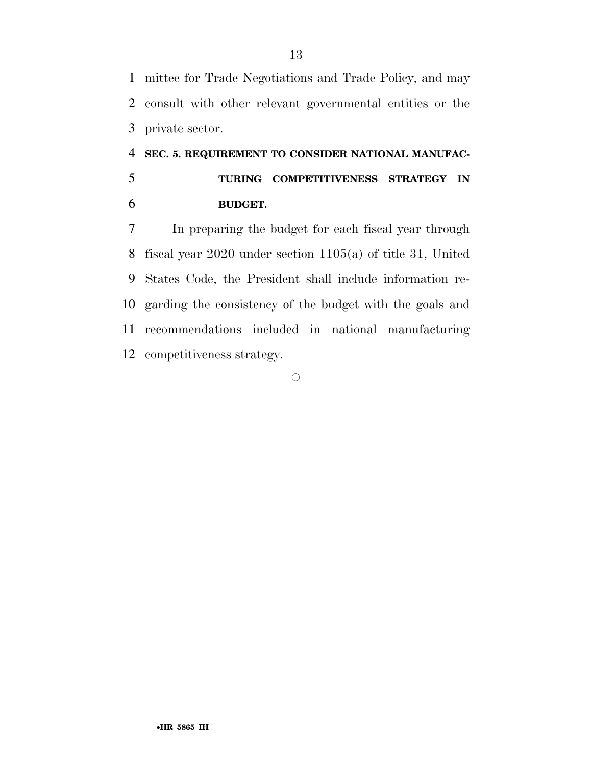mittee for Trade Negotiations and Trade Policy, and may consult with other relevant governmental entities or the private sector.

**SEC. 5. REQUIREMENT TO CONSIDER NATIONAL MANUFACTURING COMPETITIVENESS STRATEGY IN BUDGET.**

In preparing the budget for each fiscal year through fiscal year 2020 under section 1105(a) of title 31, United States Code, the President shall include information regarding the consistency of the budget with the goals and recommendations included in national manufacturing competitiveness strategy.